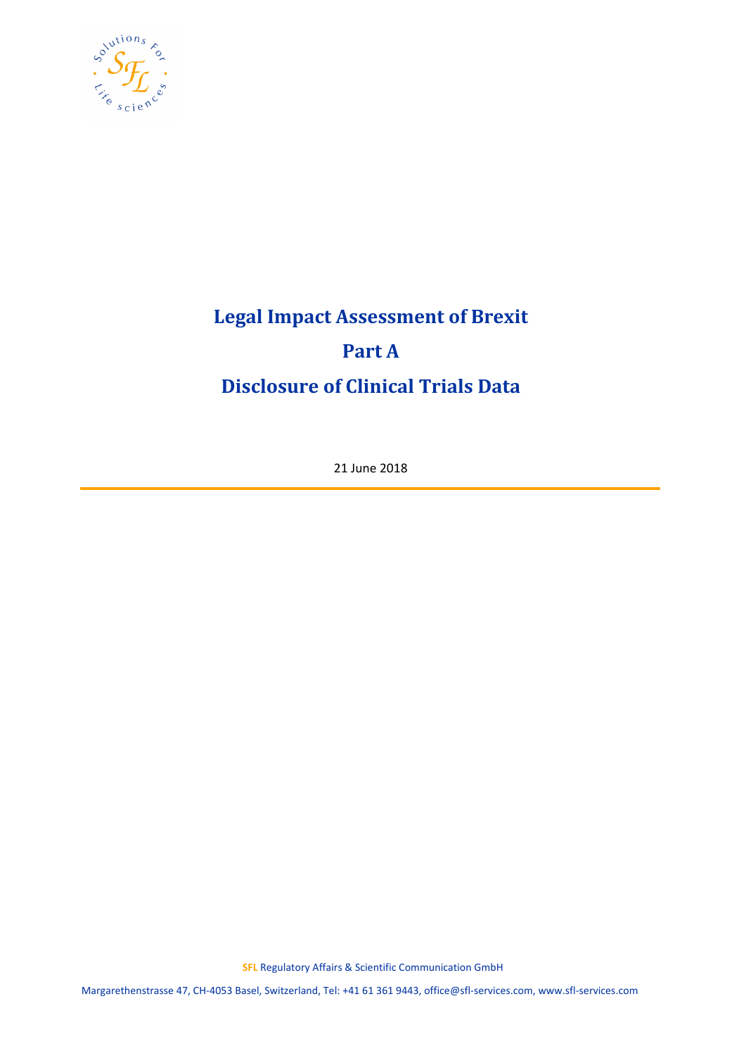# Legal Impact Assessment of Brexit

# Part A

# Disclosure of Clinical Trials Data

21 June 2018

---

**SFL** Regulatory Affairs & Scientific Communication GmbH

Margarethenstrasse 47, CH-4053 Basel, Switzerland, Tel: +41 61 361 9443, office@sfl-services.com, www.sfl-services.com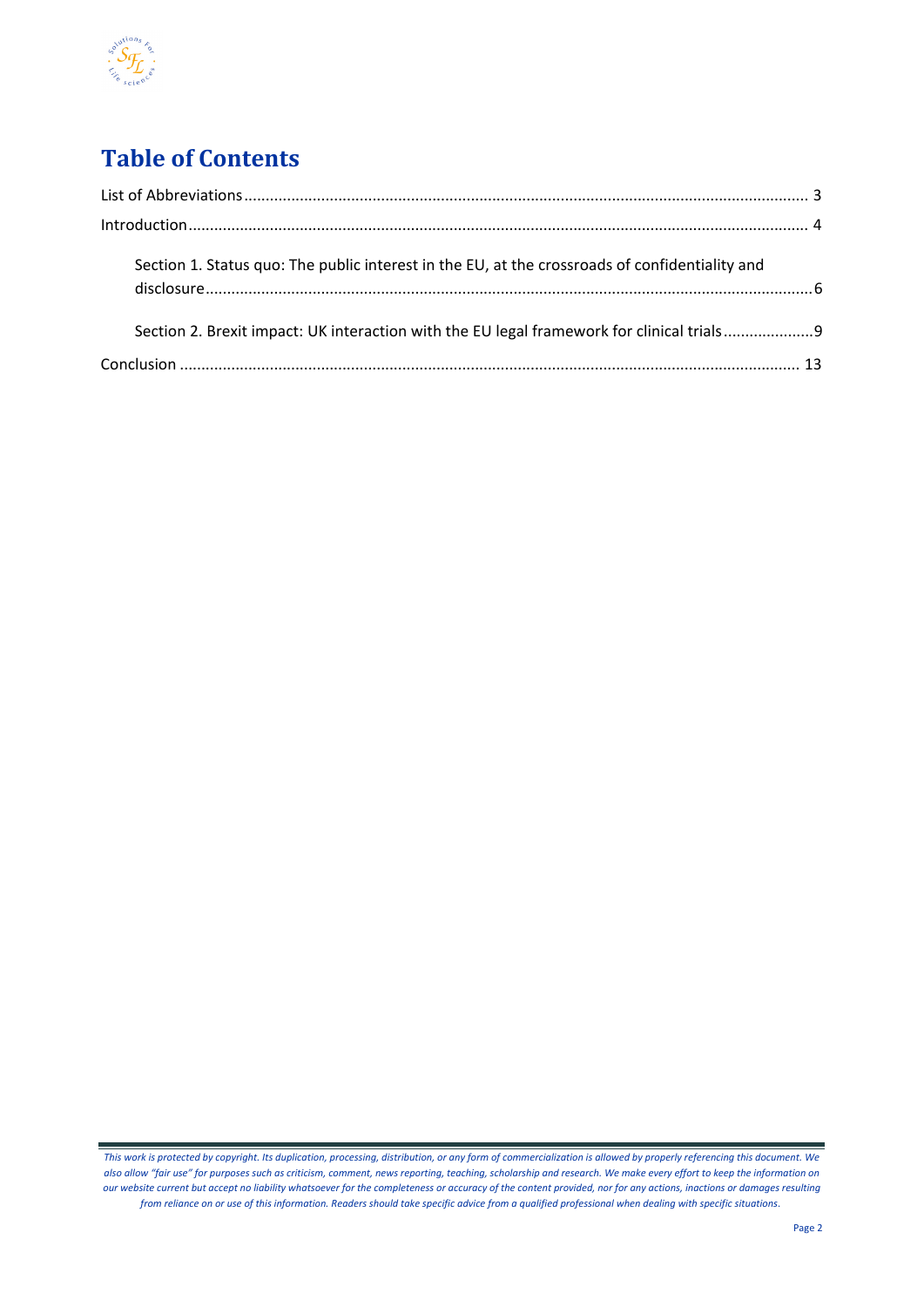# Table of Contents

List of Abbreviations .......... 3

Introduction .......... 4

- Section 1. Status quo: The public interest in the EU, at the crossroads of confidentiality and disclosure .......... 6
- Section 2. Brexit impact: UK interaction with the EU legal framework for clinical trials .......... 9

Conclusion .......... 13

*This work is protected by copyright. Its duplication, processing, distribution, or any form of commercialization is allowed by properly referencing this document. We also allow "fair use" for purposes such as criticism, comment, news reporting, teaching, scholarship and research. We make every effort to keep the information on our website current but accept no liability whatsoever for the completeness or accuracy of the content provided, nor for any actions, inactions or damages resulting from reliance on or use of this information. Readers should take specific advice from a qualified professional when dealing with specific situations.*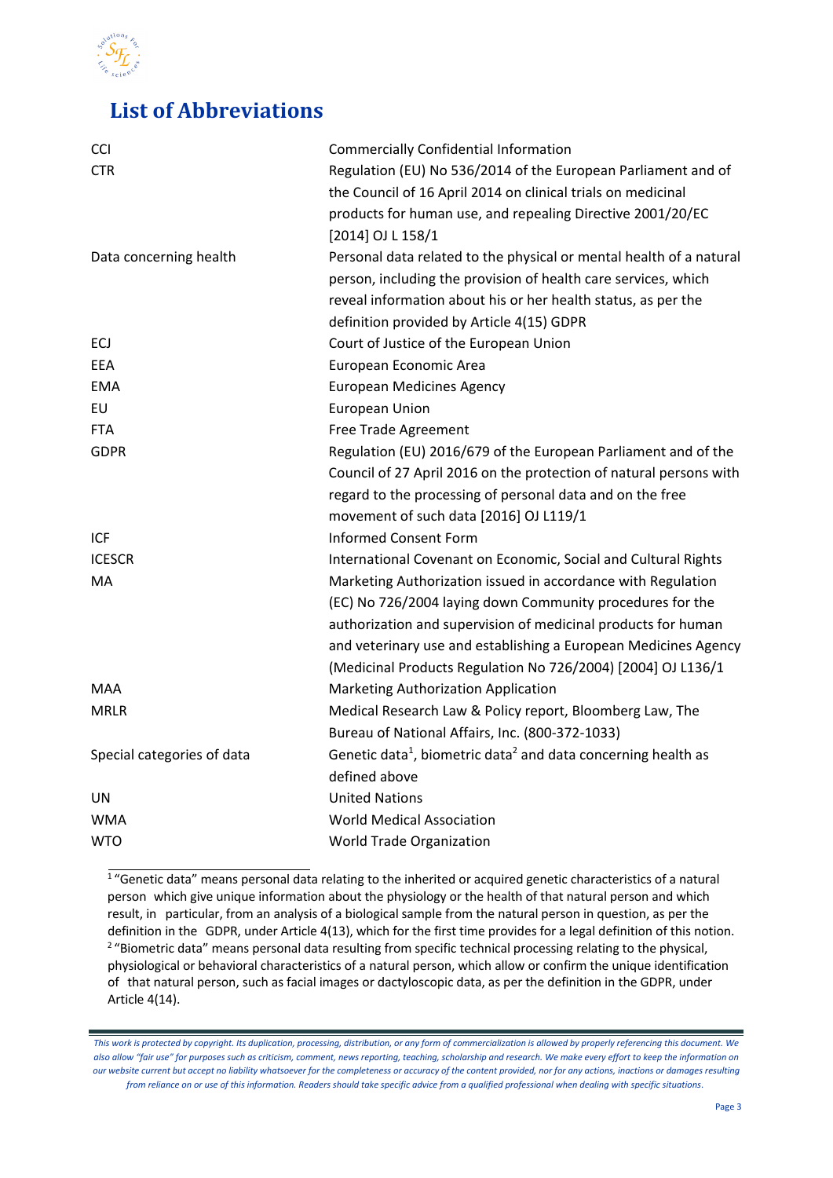# List of Abbreviations

| | |
|---|---|
| CCI | Commercially Confidential Information |
| CTR | Regulation (EU) No 536/2014 of the European Parliament and of the Council of 16 April 2014 on clinical trials on medicinal products for human use, and repealing Directive 2001/20/EC [2014] OJ L 158/1 |
| Data concerning health | Personal data related to the physical or mental health of a natural person, including the provision of health care services, which reveal information about his or her health status, as per the definition provided by Article 4(15) GDPR |
| ECJ | Court of Justice of the European Union |
| EEA | European Economic Area |
| EMA | European Medicines Agency |
| EU | European Union |
| FTA | Free Trade Agreement |
| GDPR | Regulation (EU) 2016/679 of the European Parliament and of the Council of 27 April 2016 on the protection of natural persons with regard to the processing of personal data and on the free movement of such data [2016] OJ L119/1 |
| ICF | Informed Consent Form |
| ICESCR | International Covenant on Economic, Social and Cultural Rights |
| MA | Marketing Authorization issued in accordance with Regulation (EC) No 726/2004 laying down Community procedures for the authorization and supervision of medicinal products for human and veterinary use and establishing a European Medicines Agency (Medicinal Products Regulation No 726/2004) [2004] OJ L136/1 |
| MAA | Marketing Authorization Application |
| MRLR | Medical Research Law & Policy report, Bloomberg Law, The Bureau of National Affairs, Inc. (800-372-1033) |
| Special categories of data | Genetic data[1], biometric data[2] and data concerning health as defined above |
| UN | United Nations |
| WMA | World Medical Association |
| WTO | World Trade Organization |

[1] "Genetic data" means personal data relating to the inherited or acquired genetic characteristics of a natural person which give unique information about the physiology or the health of that natural person and which result, in particular, from an analysis of a biological sample from the natural person in question, as per the definition in the GDPR, under Article 4(13), which for the first time provides for a legal definition of this notion.

[2] "Biometric data" means personal data resulting from specific technical processing relating to the physical, physiological or behavioral characteristics of a natural person, which allow or confirm the unique identification of that natural person, such as facial images or dactyloscopic data, as per the definition in the GDPR, under Article 4(14).

*This work is protected by copyright. Its duplication, processing, distribution, or any form of commercialization is allowed by properly referencing this document. We also allow "fair use" for purposes such as criticism, comment, news reporting, teaching, scholarship and research. We make every effort to keep the information on our website current but accept no liability whatsoever for the completeness or accuracy of the content provided, nor for any actions, inactions or damages resulting from reliance on or use of this information. Readers should take specific advice from a qualified professional when dealing with specific situations.*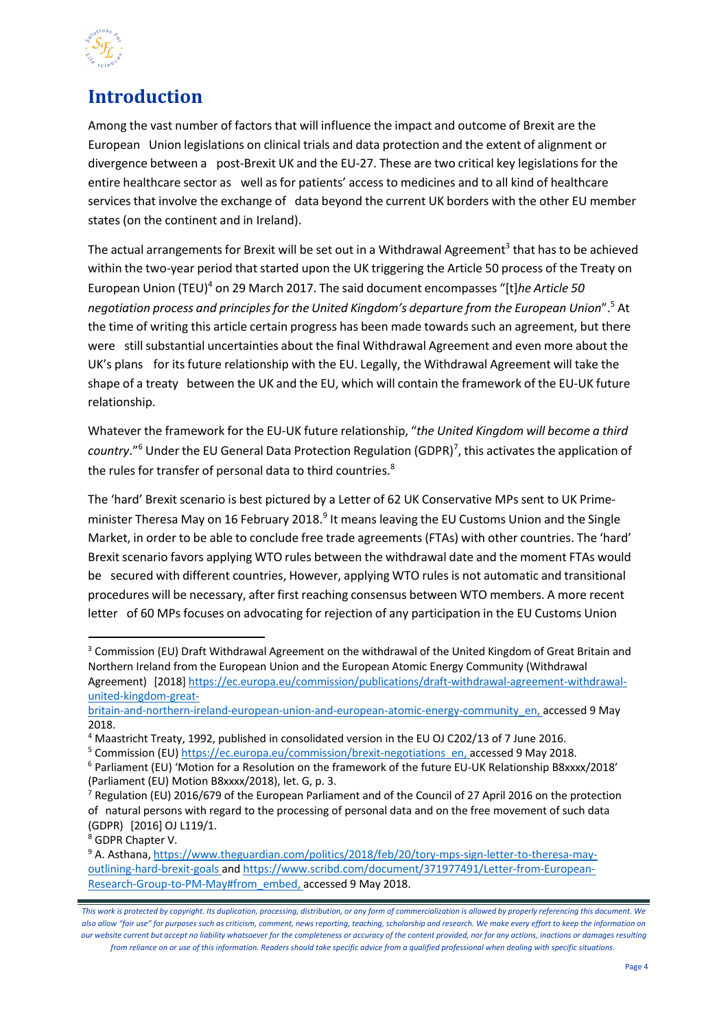# Introduction

Among the vast number of factors that will influence the impact and outcome of Brexit are the European Union legislations on clinical trials and data protection and the extent of alignment or divergence between a post-Brexit UK and the EU-27. These are two critical key legislations for the entire healthcare sector as well as for patients' access to medicines and to all kind of healthcare services that involve the exchange of data beyond the current UK borders with the other EU member states (on the continent and in Ireland).

The actual arrangements for Brexit will be set out in a Withdrawal Agreement[3] that has to be achieved within the two-year period that started upon the UK triggering the Article 50 process of the Treaty on European Union (TEU)[4] on 29 March 2017. The said document encompasses "[t]*he Article 50 negotiation process and principles for the United Kingdom's departure from the European Union*".[5] At the time of writing this article certain progress has been made towards such an agreement, but there were still substantial uncertainties about the final Withdrawal Agreement and even more about the UK's plans for its future relationship with the EU. Legally, the Withdrawal Agreement will take the shape of a treaty between the UK and the EU, which will contain the framework of the EU-UK future relationship.

Whatever the framework for the EU-UK future relationship, "*the United Kingdom will become a third country*."[6] Under the EU General Data Protection Regulation (GDPR)[7], this activates the application of the rules for transfer of personal data to third countries.[8]

The 'hard' Brexit scenario is best pictured by a Letter of 62 UK Conservative MPs sent to UK Prime-minister Theresa May on 16 February 2018.[9] It means leaving the EU Customs Union and the Single Market, in order to be able to conclude free trade agreements (FTAs) with other countries. The 'hard' Brexit scenario favors applying WTO rules between the withdrawal date and the moment FTAs would be secured with different countries, However, applying WTO rules is not automatic and transitional procedures will be necessary, after first reaching consensus between WTO members. A more recent letter of 60 MPs focuses on advocating for rejection of any participation in the EU Customs Union

---

[3] Commission (EU) Draft Withdrawal Agreement on the withdrawal of the United Kingdom of Great Britain and Northern Ireland from the European Union and the European Atomic Energy Community (Withdrawal Agreement) [2018] https://ec.europa.eu/commission/publications/draft-withdrawal-agreement-withdrawal-united-kingdom-great-britain-and-northern-ireland-european-union-and-european-atomic-energy-community_en, accessed 9 May 2018.

[4] Maastricht Treaty, 1992, published in consolidated version in the EU OJ C202/13 of 7 June 2016.

[5] Commission (EU) https://ec.europa.eu/commission/brexit-negotiations_en, accessed 9 May 2018.

[6] Parliament (EU) 'Motion for a Resolution on the framework of the future EU-UK Relationship B8xxxx/2018' (Parliament (EU) Motion B8xxxx/2018), let. G, p. 3.

[7] Regulation (EU) 2016/679 of the European Parliament and of the Council of 27 April 2016 on the protection of natural persons with regard to the processing of personal data and on the free movement of such data (GDPR) [2016] OJ L119/1.

[8] GDPR Chapter V.

[9] A. Asthana, https://www.theguardian.com/politics/2018/feb/20/tory-mps-sign-letter-to-theresa-may-outlining-hard-brexit-goals and https://www.scribd.com/document/371977491/Letter-from-European-Research-Group-to-PM-May#from_embed, accessed 9 May 2018.

*This work is protected by copyright. Its duplication, processing, distribution, or any form of commercialization is allowed by properly referencing this document. We also allow "fair use" for purposes such as criticism, comment, news reporting, teaching, scholarship and research. We make every effort to keep the information on our website current but accept no liability whatsoever for the completeness or accuracy of the content provided, nor for any actions, inactions or damages resulting from reliance on or use of this information. Readers should take specific advice from a qualified professional when dealing with specific situations.*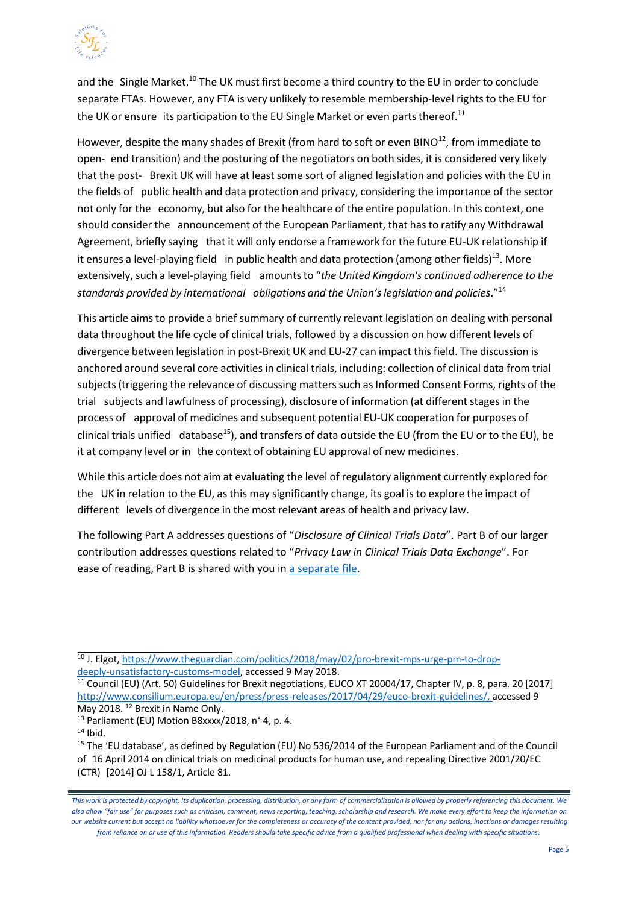and the Single Market.[10] The UK must first become a third country to the EU in order to conclude separate FTAs. However, any FTA is very unlikely to resemble membership-level rights to the EU for the UK or ensure its participation to the EU Single Market or even parts thereof.[11]

However, despite the many shades of Brexit (from hard to soft or even BINO[12], from immediate to open- end transition) and the posturing of the negotiators on both sides, it is considered very likely that the post- Brexit UK will have at least some sort of aligned legislation and policies with the EU in the fields of public health and data protection and privacy, considering the importance of the sector not only for the economy, but also for the healthcare of the entire population. In this context, one should consider the announcement of the European Parliament, that has to ratify any Withdrawal Agreement, briefly saying that it will only endorse a framework for the future EU-UK relationship if it ensures a level-playing field in public health and data protection (among other fields)[13]. More extensively, such a level-playing field amounts to "*the United Kingdom's continued adherence to the standards provided by international obligations and the Union's legislation and policies*."[14]

This article aims to provide a brief summary of currently relevant legislation on dealing with personal data throughout the life cycle of clinical trials, followed by a discussion on how different levels of divergence between legislation in post-Brexit UK and EU-27 can impact this field. The discussion is anchored around several core activities in clinical trials, including: collection of clinical data from trial subjects (triggering the relevance of discussing matters such as Informed Consent Forms, rights of the trial subjects and lawfulness of processing), disclosure of information (at different stages in the process of approval of medicines and subsequent potential EU-UK cooperation for purposes of clinical trials unified database[15]), and transfers of data outside the EU (from the EU or to the EU), be it at company level or in the context of obtaining EU approval of new medicines.

While this article does not aim at evaluating the level of regulatory alignment currently explored for the UK in relation to the EU, as this may significantly change, its goal is to explore the impact of different levels of divergence in the most relevant areas of health and privacy law.

The following Part A addresses questions of "*Disclosure of Clinical Trials Data*". Part B of our larger contribution addresses questions related to "*Privacy Law in Clinical Trials Data Exchange*". For ease of reading, Part B is shared with you in a separate file.

---

[10] J. Elgot, https://www.theguardian.com/politics/2018/may/02/pro-brexit-mps-urge-pm-to-drop-deeply-unsatisfactory-customs-model, accessed 9 May 2018.

[11] Council (EU) (Art. 50) Guidelines for Brexit negotiations, EUCO XT 20004/17, Chapter IV, p. 8, para. 20 [2017] http://www.consilium.europa.eu/en/press/press-releases/2017/04/29/euco-brexit-guidelines/, accessed 9 May 2018. [12] Brexit in Name Only.

[13] Parliament (EU) Motion B8xxxx/2018, n° 4, p. 4.

[14] Ibid.

[15] The 'EU database', as defined by Regulation (EU) No 536/2014 of the European Parliament and of the Council of 16 April 2014 on clinical trials on medicinal products for human use, and repealing Directive 2001/20/EC (CTR) [2014] OJ L 158/1, Article 81.

*This work is protected by copyright. Its duplication, processing, distribution, or any form of commercialization is allowed by properly referencing this document. We also allow "fair use" for purposes such as criticism, comment, news reporting, teaching, scholarship and research. We make every effort to keep the information on our website current but accept no liability whatsoever for the completeness or accuracy of the content provided, nor for any actions, inactions or damages resulting from reliance on or use of this information. Readers should take specific advice from a qualified professional when dealing with specific situations.*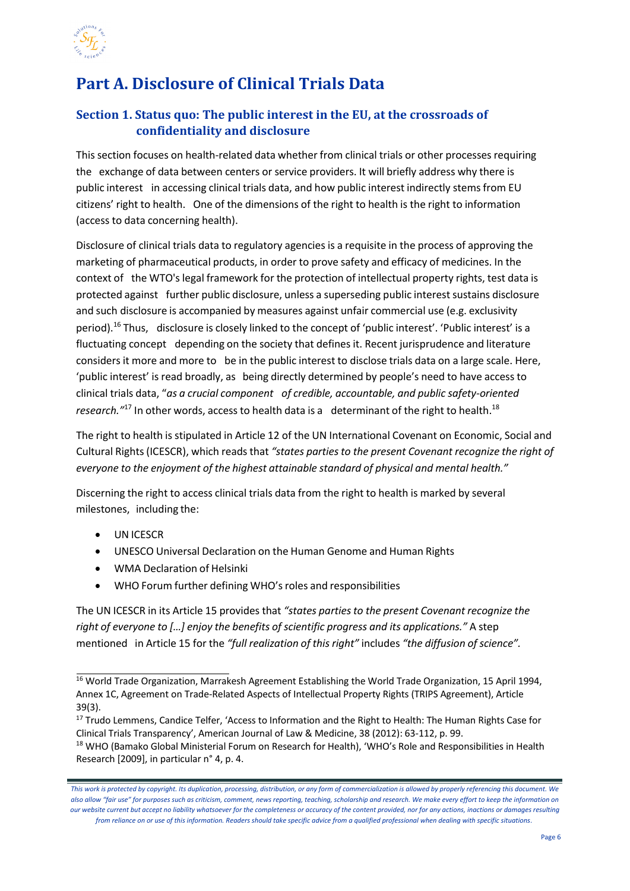# Part A. Disclosure of Clinical Trials Data

## Section 1. Status quo: The public interest in the EU, at the crossroads of confidentiality and disclosure

This section focuses on health-related data whether from clinical trials or other processes requiring the exchange of data between centers or service providers. It will briefly address why there is public interest in accessing clinical trials data, and how public interest indirectly stems from EU citizens' right to health. One of the dimensions of the right to health is the right to information (access to data concerning health).

Disclosure of clinical trials data to regulatory agencies is a requisite in the process of approving the marketing of pharmaceutical products, in order to prove safety and efficacy of medicines. In the context of the WTO's legal framework for the protection of intellectual property rights, test data is protected against further public disclosure, unless a superseding public interest sustains disclosure and such disclosure is accompanied by measures against unfair commercial use (e.g. exclusivity period).[16] Thus, disclosure is closely linked to the concept of 'public interest'. 'Public interest' is a fluctuating concept depending on the society that defines it. Recent jurisprudence and literature considers it more and more to be in the public interest to disclose trials data on a large scale. Here, 'public interest' is read broadly, as being directly determined by people's need to have access to clinical trials data, "*as a crucial component of credible, accountable, and public safety-oriented research.*"[17] In other words, access to health data is a determinant of the right to health.[18]

The right to health is stipulated in Article 12 of the UN International Covenant on Economic, Social and Cultural Rights (ICESCR), which reads that *"states parties to the present Covenant recognize the right of everyone to the enjoyment of the highest attainable standard of physical and mental health."*

Discerning the right to access clinical trials data from the right to health is marked by several milestones, including the:

- UN ICESCR
- UNESCO Universal Declaration on the Human Genome and Human Rights
- WMA Declaration of Helsinki
- WHO Forum further defining WHO's roles and responsibilities

The UN ICESCR in its Article 15 provides that *"states parties to the present Covenant recognize the right of everyone to […] enjoy the benefits of scientific progress and its applications."* A step mentioned in Article 15 for the *"full realization of this right"* includes *"the diffusion of science".*

---

[16] World Trade Organization, Marrakesh Agreement Establishing the World Trade Organization, 15 April 1994, Annex 1C, Agreement on Trade-Related Aspects of Intellectual Property Rights (TRIPS Agreement), Article 39(3).

[17] Trudo Lemmens, Candice Telfer, 'Access to Information and the Right to Health: The Human Rights Case for Clinical Trials Transparency', American Journal of Law & Medicine, 38 (2012): 63-112, p. 99.

[18] WHO (Bamako Global Ministerial Forum on Research for Health), 'WHO's Role and Responsibilities in Health Research [2009], in particular n° 4, p. 4.

*This work is protected by copyright. Its duplication, processing, distribution, or any form of commercialization is allowed by properly referencing this document. We also allow "fair use" for purposes such as criticism, comment, news reporting, teaching, scholarship and research. We make every effort to keep the information on our website current but accept no liability whatsoever for the completeness or accuracy of the content provided, nor for any actions, inactions or damages resulting from reliance on or use of this information. Readers should take specific advice from a qualified professional when dealing with specific situations.*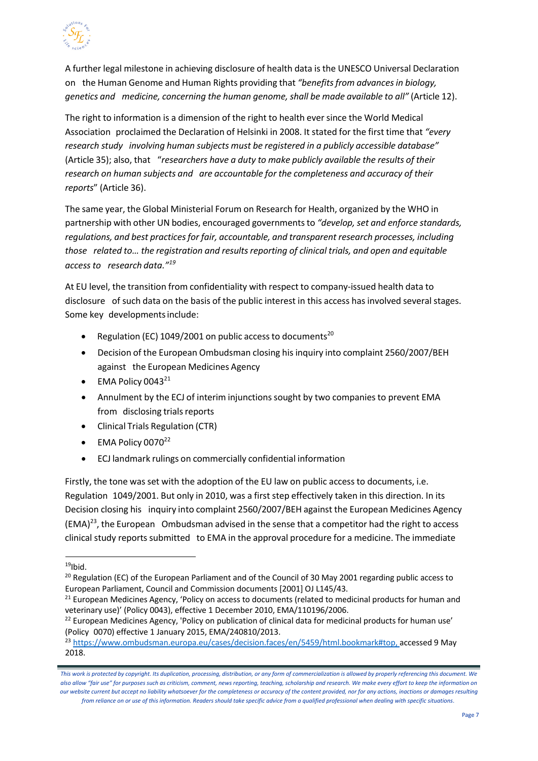A further legal milestone in achieving disclosure of health data is the UNESCO Universal Declaration on the Human Genome and Human Rights providing that *"benefits from advances in biology, genetics and medicine, concerning the human genome, shall be made available to all"* (Article 12).

The right to information is a dimension of the right to health ever since the World Medical Association proclaimed the Declaration of Helsinki in 2008. It stated for the first time that *"every research study involving human subjects must be registered in a publicly accessible database"* (Article 35); also, that "*researchers have a duty to make publicly available the results of their research on human subjects and are accountable for the completeness and accuracy of their reports*" (Article 36).

The same year, the Global Ministerial Forum on Research for Health, organized by the WHO in partnership with other UN bodies, encouraged governments to *"develop, set and enforce standards, regulations, and best practices for fair, accountable, and transparent research processes, including those related to… the registration and results reporting of clinical trials, and open and equitable access to research data."*[19]

At EU level, the transition from confidentiality with respect to company-issued health data to disclosure of such data on the basis of the public interest in this access has involved several stages. Some key developments include:

- Regulation (EC) 1049/2001 on public access to documents[20]
- Decision of the European Ombudsman closing his inquiry into complaint 2560/2007/BEH against the European Medicines Agency
- EMA Policy 0043[21]
- Annulment by the ECJ of interim injunctions sought by two companies to prevent EMA from disclosing trials reports
- Clinical Trials Regulation (CTR)
- EMA Policy 0070[22]
- ECJ landmark rulings on commercially confidential information

Firstly, the tone was set with the adoption of the EU law on public access to documents, i.e. Regulation 1049/2001. But only in 2010, was a first step effectively taken in this direction. In its Decision closing his inquiry into complaint 2560/2007/BEH against the European Medicines Agency (EMA)[23], the European Ombudsman advised in the sense that a competitor had the right to access clinical study reports submitted to EMA in the approval procedure for a medicine. The immediate

---

[19] Ibid.

[20] Regulation (EC) of the European Parliament and of the Council of 30 May 2001 regarding public access to European Parliament, Council and Commission documents [2001] OJ L145/43.

[21] European Medicines Agency, 'Policy on access to documents (related to medicinal products for human and veterinary use)' (Policy 0043), effective 1 December 2010, EMA/110196/2006.

[22] European Medicines Agency, 'Policy on publication of clinical data for medicinal products for human use' (Policy 0070) effective 1 January 2015, EMA/240810/2013.

[23] https://www.ombudsman.europa.eu/cases/decision.faces/en/5459/html.bookmark#top, accessed 9 May 2018.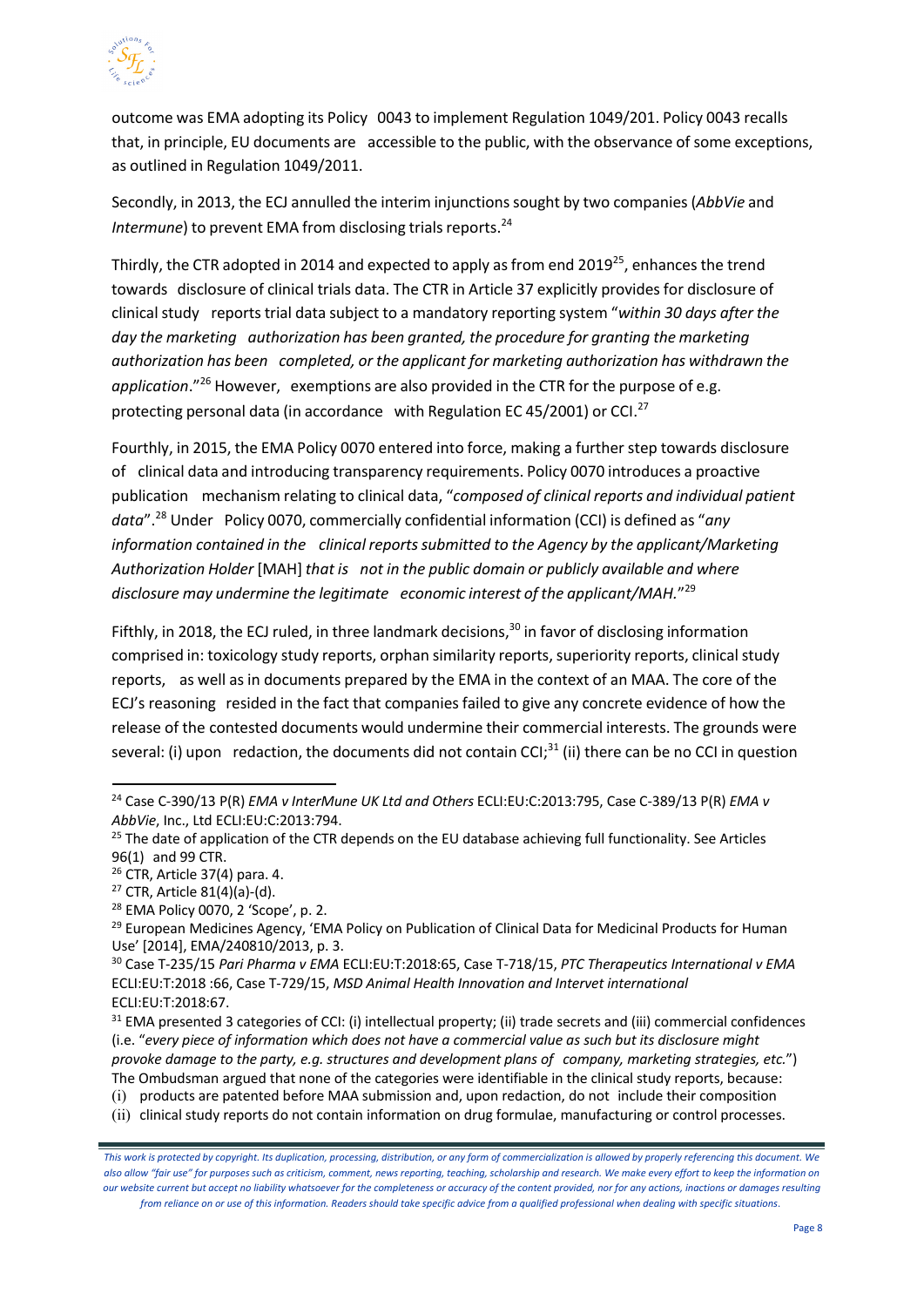outcome was EMA adopting its Policy 0043 to implement Regulation 1049/201. Policy 0043 recalls that, in principle, EU documents are accessible to the public, with the observance of some exceptions, as outlined in Regulation 1049/2011.

Secondly, in 2013, the ECJ annulled the interim injunctions sought by two companies (*AbbVie* and *Intermune*) to prevent EMA from disclosing trials reports.[24]

Thirdly, the CTR adopted in 2014 and expected to apply as from end 2019[25], enhances the trend towards disclosure of clinical trials data. The CTR in Article 37 explicitly provides for disclosure of clinical study reports trial data subject to a mandatory reporting system "*within 30 days after the day the marketing authorization has been granted, the procedure for granting the marketing authorization has been completed, or the applicant for marketing authorization has withdrawn the application*."[26] However, exemptions are also provided in the CTR for the purpose of e.g. protecting personal data (in accordance with Regulation EC 45/2001) or CCI.[27]

Fourthly, in 2015, the EMA Policy 0070 entered into force, making a further step towards disclosure of clinical data and introducing transparency requirements. Policy 0070 introduces a proactive publication mechanism relating to clinical data, "*composed of clinical reports and individual patient data*".[28] Under Policy 0070, commercially confidential information (CCI) is defined as "*any information contained in the clinical reports submitted to the Agency by the applicant/Marketing Authorization Holder* [MAH] *that is not in the public domain or publicly available and where disclosure may undermine the legitimate economic interest of the applicant/MAH.*"[29]

Fifthly, in 2018, the ECJ ruled, in three landmark decisions,[30] in favor of disclosing information comprised in: toxicology study reports, orphan similarity reports, superiority reports, clinical study reports, as well as in documents prepared by the EMA in the context of an MAA. The core of the ECJ's reasoning resided in the fact that companies failed to give any concrete evidence of how the release of the contested documents would undermine their commercial interests. The grounds were several: (i) upon redaction, the documents did not contain CCI;[31] (ii) there can be no CCI in question

---

[24] Case C-390/13 P(R) *EMA v InterMune UK Ltd and Others* ECLI:EU:C:2013:795, Case C-389/13 P(R) *EMA v AbbVie*, Inc., Ltd ECLI:EU:C:2013:794.

[25] The date of application of the CTR depends on the EU database achieving full functionality. See Articles 96(1) and 99 CTR.

[26] CTR, Article 37(4) para. 4.

[27] CTR, Article 81(4)(a)-(d).

[28] EMA Policy 0070, 2 'Scope', p. 2.

[29] European Medicines Agency, 'EMA Policy on Publication of Clinical Data for Medicinal Products for Human Use' [2014], EMA/240810/2013, p. 3.

[30] Case T-235/15 *Pari Pharma v EMA* ECLI:EU:T:2018:65, Case T-718/15, *PTC Therapeutics International v EMA* ECLI:EU:T:2018 :66, Case T-729/15, *MSD Animal Health Innovation and Intervet international* ECLI:EU:T:2018:67.

[31] EMA presented 3 categories of CCI: (i) intellectual property; (ii) trade secrets and (iii) commercial confidences (i.e. "*every piece of information which does not have a commercial value as such but its disclosure might provoke damage to the party, e.g. structures and development plans of company, marketing strategies, etc.*") The Ombudsman argued that none of the categories were identifiable in the clinical study reports, because:

(i) products are patented before MAA submission and, upon redaction, do not include their composition
(ii) clinical study reports do not contain information on drug formulae, manufacturing or control processes.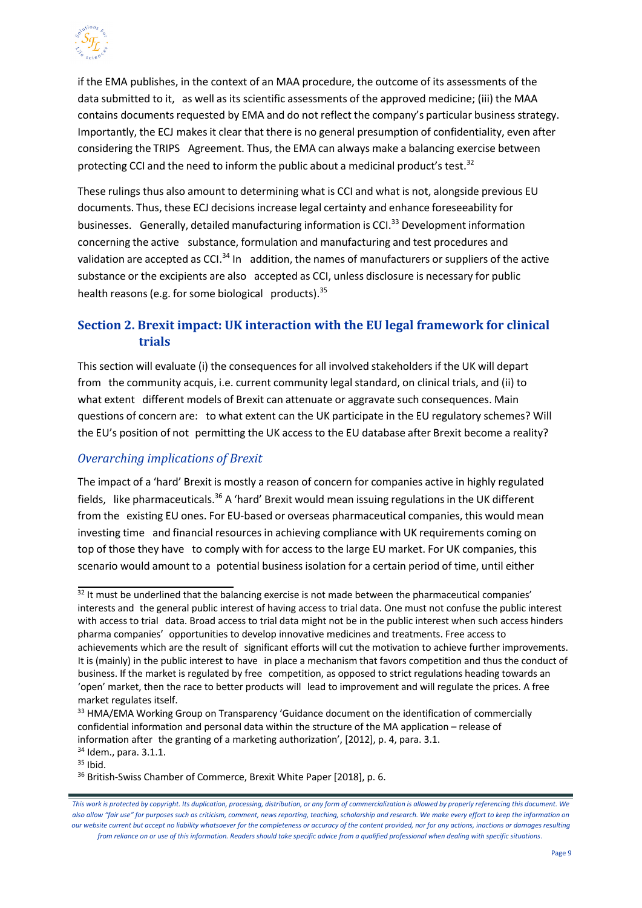if the EMA publishes, in the context of an MAA procedure, the outcome of its assessments of the data submitted to it, as well as its scientific assessments of the approved medicine; (iii) the MAA contains documents requested by EMA and do not reflect the company's particular business strategy. Importantly, the ECJ makes it clear that there is no general presumption of confidentiality, even after considering the TRIPS Agreement. Thus, the EMA can always make a balancing exercise between protecting CCI and the need to inform the public about a medicinal product's test.[32]

These rulings thus also amount to determining what is CCI and what is not, alongside previous EU documents. Thus, these ECJ decisions increase legal certainty and enhance foreseeability for businesses. Generally, detailed manufacturing information is CCI.[33] Development information concerning the active substance, formulation and manufacturing and test procedures and validation are accepted as CCI.[34] In addition, the names of manufacturers or suppliers of the active substance or the excipients are also accepted as CCI, unless disclosure is necessary for public health reasons (e.g. for some biological products).[35]

## Section 2. Brexit impact: UK interaction with the EU legal framework for clinical trials

This section will evaluate (i) the consequences for all involved stakeholders if the UK will depart from the community acquis, i.e. current community legal standard, on clinical trials, and (ii) to what extent different models of Brexit can attenuate or aggravate such consequences. Main questions of concern are: to what extent can the UK participate in the EU regulatory schemes? Will the EU's position of not permitting the UK access to the EU database after Brexit become a reality?

### *Overarching implications of Brexit*

The impact of a 'hard' Brexit is mostly a reason of concern for companies active in highly regulated fields, like pharmaceuticals.[36] A 'hard' Brexit would mean issuing regulations in the UK different from the existing EU ones. For EU-based or overseas pharmaceutical companies, this would mean investing time and financial resources in achieving compliance with UK requirements coming on top of those they have to comply with for access to the large EU market. For UK companies, this scenario would amount to a potential business isolation for a certain period of time, until either

---

[32] It must be underlined that the balancing exercise is not made between the pharmaceutical companies' interests and the general public interest of having access to trial data. One must not confuse the public interest with access to trial data. Broad access to trial data might not be in the public interest when such access hinders pharma companies' opportunities to develop innovative medicines and treatments. Free access to achievements which are the result of significant efforts will cut the motivation to achieve further improvements. It is (mainly) in the public interest to have in place a mechanism that favors competition and thus the conduct of business. If the market is regulated by free competition, as opposed to strict regulations heading towards an 'open' market, then the race to better products will lead to improvement and will regulate the prices. A free market regulates itself.

[33] HMA/EMA Working Group on Transparency 'Guidance document on the identification of commercially confidential information and personal data within the structure of the MA application – release of information after the granting of a marketing authorization', [2012], p. 4, para. 3.1.

[34] Idem., para. 3.1.1.

[35] Ibid.

[36] British-Swiss Chamber of Commerce, Brexit White Paper [2018], p. 6.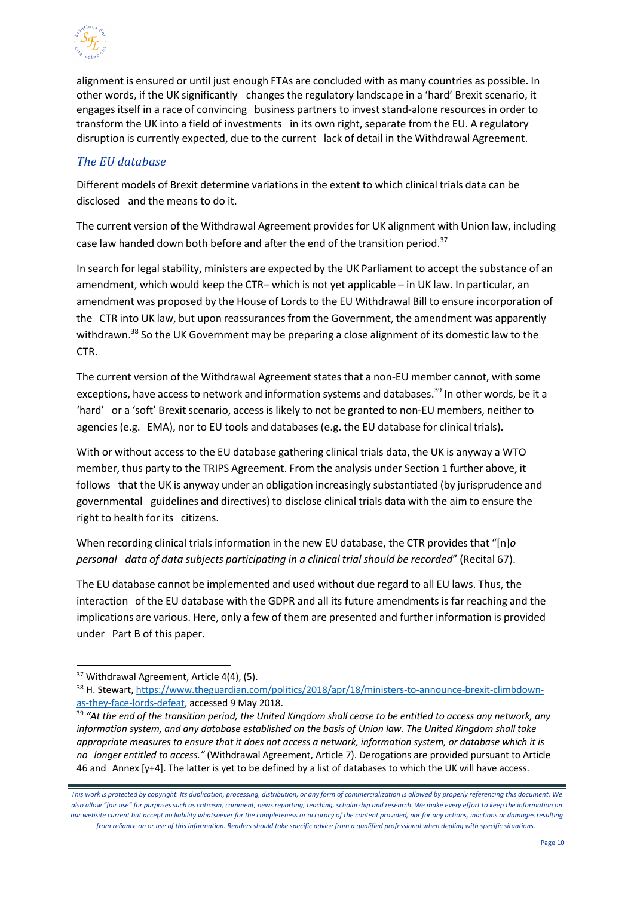alignment is ensured or until just enough FTAs are concluded with as many countries as possible. In other words, if the UK significantly changes the regulatory landscape in a 'hard' Brexit scenario, it engages itself in a race of convincing business partners to invest stand-alone resources in order to transform the UK into a field of investments in its own right, separate from the EU. A regulatory disruption is currently expected, due to the current lack of detail in the Withdrawal Agreement.

### *The EU database*

Different models of Brexit determine variations in the extent to which clinical trials data can be disclosed and the means to do it.

The current version of the Withdrawal Agreement provides for UK alignment with Union law, including case law handed down both before and after the end of the transition period.[37]

In search for legal stability, ministers are expected by the UK Parliament to accept the substance of an amendment, which would keep the CTR– which is not yet applicable – in UK law. In particular, an amendment was proposed by the House of Lords to the EU Withdrawal Bill to ensure incorporation of the CTR into UK law, but upon reassurances from the Government, the amendment was apparently withdrawn.[38] So the UK Government may be preparing a close alignment of its domestic law to the CTR.

The current version of the Withdrawal Agreement states that a non-EU member cannot, with some exceptions, have access to network and information systems and databases.[39] In other words, be it a 'hard' or a 'soft' Brexit scenario, access is likely to not be granted to non-EU members, neither to agencies (e.g. EMA), nor to EU tools and databases (e.g. the EU database for clinical trials).

With or without access to the EU database gathering clinical trials data, the UK is anyway a WTO member, thus party to the TRIPS Agreement. From the analysis under Section 1 further above, it follows that the UK is anyway under an obligation increasingly substantiated (by jurisprudence and governmental guidelines and directives) to disclose clinical trials data with the aim to ensure the right to health for its citizens.

When recording clinical trials information in the new EU database, the CTR provides that "[n]*o personal data of data subjects participating in a clinical trial should be recorded*" (Recital 67).

The EU database cannot be implemented and used without due regard to all EU laws. Thus, the interaction of the EU database with the GDPR and all its future amendments is far reaching and the implications are various. Here, only a few of them are presented and further information is provided under Part B of this paper.

---

[37] Withdrawal Agreement, Article 4(4), (5).

[38] H. Stewart, https://www.theguardian.com/politics/2018/apr/18/ministers-to-announce-brexit-climbdown-as-they-face-lords-defeat, accessed 9 May 2018.

[39] *"At the end of the transition period, the United Kingdom shall cease to be entitled to access any network, any information system, and any database established on the basis of Union law. The United Kingdom shall take appropriate measures to ensure that it does not access a network, information system, or database which it is no longer entitled to access."* (Withdrawal Agreement, Article 7). Derogations are provided pursuant to Article 46 and Annex [y+4]. The latter is yet to be defined by a list of databases to which the UK will have access.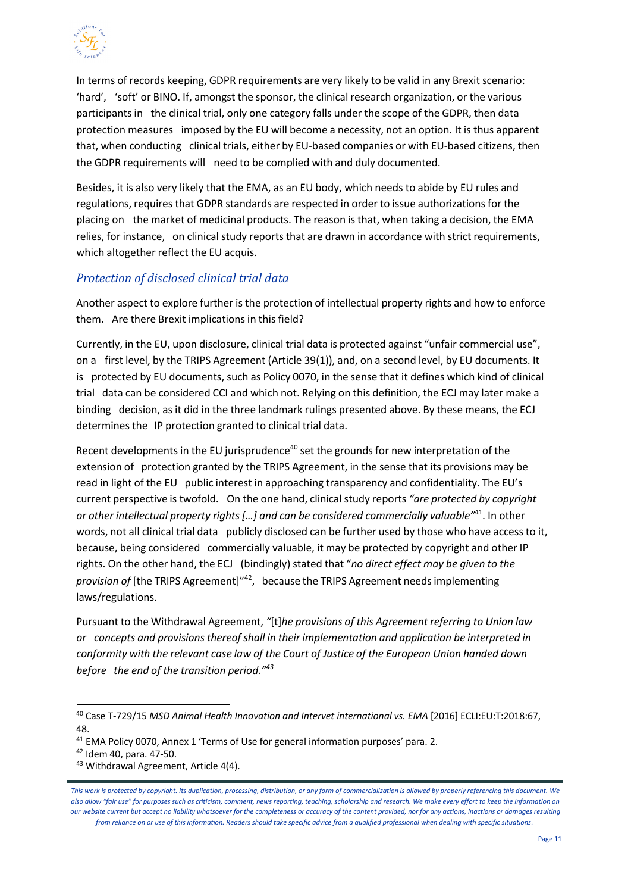In terms of records keeping, GDPR requirements are very likely to be valid in any Brexit scenario: 'hard', 'soft' or BINO. If, amongst the sponsor, the clinical research organization, or the various participants in the clinical trial, only one category falls under the scope of the GDPR, then data protection measures imposed by the EU will become a necessity, not an option. It is thus apparent that, when conducting clinical trials, either by EU-based companies or with EU-based citizens, then the GDPR requirements will need to be complied with and duly documented.

Besides, it is also very likely that the EMA, as an EU body, which needs to abide by EU rules and regulations, requires that GDPR standards are respected in order to issue authorizations for the placing on the market of medicinal products. The reason is that, when taking a decision, the EMA relies, for instance, on clinical study reports that are drawn in accordance with strict requirements, which altogether reflect the EU acquis.

## *Protection of disclosed clinical trial data*

Another aspect to explore further is the protection of intellectual property rights and how to enforce them. Are there Brexit implications in this field?

Currently, in the EU, upon disclosure, clinical trial data is protected against "unfair commercial use", on a first level, by the TRIPS Agreement (Article 39(1)), and, on a second level, by EU documents. It is protected by EU documents, such as Policy 0070, in the sense that it defines which kind of clinical trial data can be considered CCI and which not. Relying on this definition, the ECJ may later make a binding decision, as it did in the three landmark rulings presented above. By these means, the ECJ determines the IP protection granted to clinical trial data.

Recent developments in the EU jurisprudence[40] set the grounds for new interpretation of the extension of protection granted by the TRIPS Agreement, in the sense that its provisions may be read in light of the EU public interest in approaching transparency and confidentiality. The EU's current perspective is twofold. On the one hand, clinical study reports *"are protected by copyright or other intellectual property rights […] and can be considered commercially valuable"*[41]. In other words, not all clinical trial data publicly disclosed can be further used by those who have access to it, because, being considered commercially valuable, it may be protected by copyright and other IP rights. On the other hand, the ECJ (bindingly) stated that "*no direct effect may be given to the provision of* [the TRIPS Agreement]"[42], because the TRIPS Agreement needs implementing laws/regulations.

Pursuant to the Withdrawal Agreement, *"*[t]*he provisions of this Agreement referring to Union law or concepts and provisions thereof shall in their implementation and application be interpreted in conformity with the relevant case law of the Court of Justice of the European Union handed down before the end of the transition period."*[43]

---

[40] Case T-729/15 *MSD Animal Health Innovation and Intervet international vs. EMA* [2016] ECLI:EU:T:2018:67, 48.

[41] EMA Policy 0070, Annex 1 'Terms of Use for general information purposes' para. 2.

[42] Idem 40, para. 47-50.

[43] Withdrawal Agreement, Article 4(4).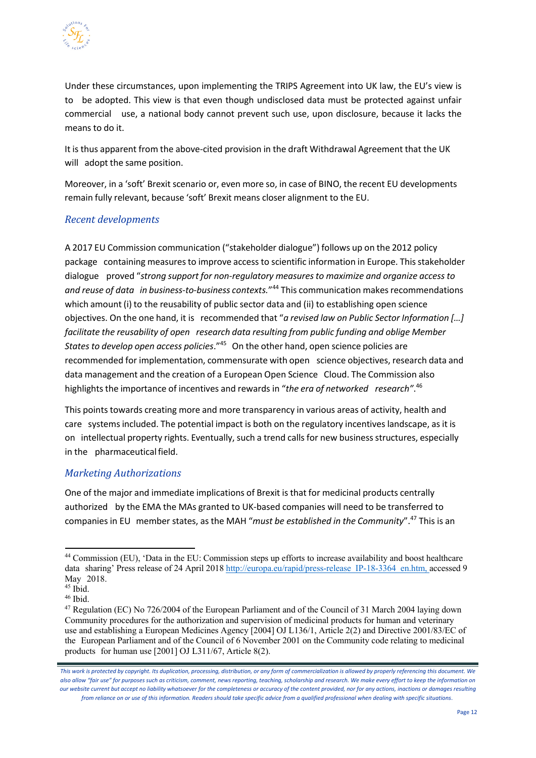Under these circumstances, upon implementing the TRIPS Agreement into UK law, the EU's view is to be adopted. This view is that even though undisclosed data must be protected against unfair commercial use, a national body cannot prevent such use, upon disclosure, because it lacks the means to do it.

It is thus apparent from the above-cited provision in the draft Withdrawal Agreement that the UK will adopt the same position.

Moreover, in a 'soft' Brexit scenario or, even more so, in case of BINO, the recent EU developments remain fully relevant, because 'soft' Brexit means closer alignment to the EU.

### *Recent developments*

A 2017 EU Commission communication ("stakeholder dialogue") follows up on the 2012 policy package containing measures to improve access to scientific information in Europe. This stakeholder dialogue proved "*strong support for non-regulatory measures to maximize and organize access to and reuse of data in business-to-business contexts.*"[44] This communication makes recommendations which amount (i) to the reusability of public sector data and (ii) to establishing open science objectives. On the one hand, it is recommended that "*a revised law on Public Sector Information […] facilitate the reusability of open research data resulting from public funding and oblige Member States to develop open access policies*."[45] On the other hand, open science policies are recommended for implementation, commensurate with open science objectives, research data and data management and the creation of a European Open Science Cloud. The Commission also highlights the importance of incentives and rewards in "*the era of networked research"*.[46]

This points towards creating more and more transparency in various areas of activity, health and care systems included. The potential impact is both on the regulatory incentives landscape, as it is on intellectual property rights. Eventually, such a trend calls for new business structures, especially in the pharmaceutical field.

### *Marketing Authorizations*

One of the major and immediate implications of Brexit is that for medicinal products centrally authorized by the EMA the MAs granted to UK-based companies will need to be transferred to companies in EU member states, as the MAH "*must be established in the Community*".[47] This is an

---

[44] Commission (EU), 'Data in the EU: Commission steps up efforts to increase availability and boost healthcare data sharing' Press release of 24 April 2018 http://europa.eu/rapid/press-release_IP-18-3364_en.htm, accessed 9 May 2018.

[45] Ibid.

[46] Ibid.

[47] Regulation (EC) No 726/2004 of the European Parliament and of the Council of 31 March 2004 laying down Community procedures for the authorization and supervision of medicinal products for human and veterinary use and establishing a European Medicines Agency [2004] OJ L136/1, Article 2(2) and Directive 2001/83/EC of the European Parliament and of the Council of 6 November 2001 on the Community code relating to medicinal products for human use [2001] OJ L311/67, Article 8(2).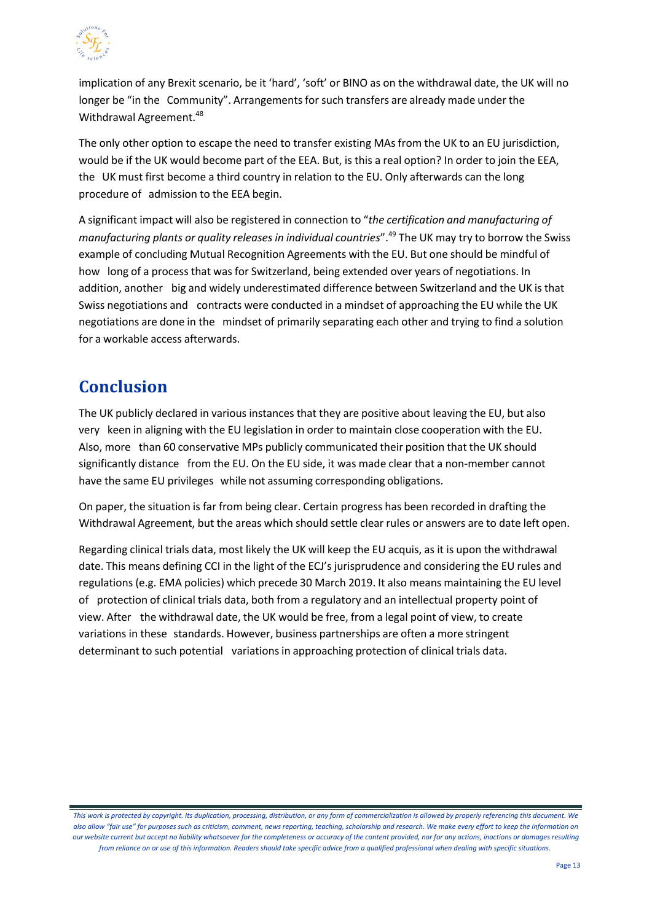implication of any Brexit scenario, be it 'hard', 'soft' or BINO as on the withdrawal date, the UK will no longer be "in the Community". Arrangements for such transfers are already made under the Withdrawal Agreement.[48]

The only other option to escape the need to transfer existing MAs from the UK to an EU jurisdiction, would be if the UK would become part of the EEA. But, is this a real option? In order to join the EEA, the UK must first become a third country in relation to the EU. Only afterwards can the long procedure of admission to the EEA begin.

A significant impact will also be registered in connection to "*the certification and manufacturing of manufacturing plants or quality releases in individual countries*".[49] The UK may try to borrow the Swiss example of concluding Mutual Recognition Agreements with the EU. But one should be mindful of how long of a process that was for Switzerland, being extended over years of negotiations. In addition, another big and widely underestimated difference between Switzerland and the UK is that Swiss negotiations and contracts were conducted in a mindset of approaching the EU while the UK negotiations are done in the mindset of primarily separating each other and trying to find a solution for a workable access afterwards.

## Conclusion

The UK publicly declared in various instances that they are positive about leaving the EU, but also very keen in aligning with the EU legislation in order to maintain close cooperation with the EU. Also, more than 60 conservative MPs publicly communicated their position that the UK should significantly distance from the EU. On the EU side, it was made clear that a non-member cannot have the same EU privileges while not assuming corresponding obligations.

On paper, the situation is far from being clear. Certain progress has been recorded in drafting the Withdrawal Agreement, but the areas which should settle clear rules or answers are to date left open.

Regarding clinical trials data, most likely the UK will keep the EU acquis, as it is upon the withdrawal date. This means defining CCI in the light of the ECJ's jurisprudence and considering the EU rules and regulations (e.g. EMA policies) which precede 30 March 2019. It also means maintaining the EU level of protection of clinical trials data, both from a regulatory and an intellectual property point of view. After the withdrawal date, the UK would be free, from a legal point of view, to create variations in these standards. However, business partnerships are often a more stringent determinant to such potential variations in approaching protection of clinical trials data.